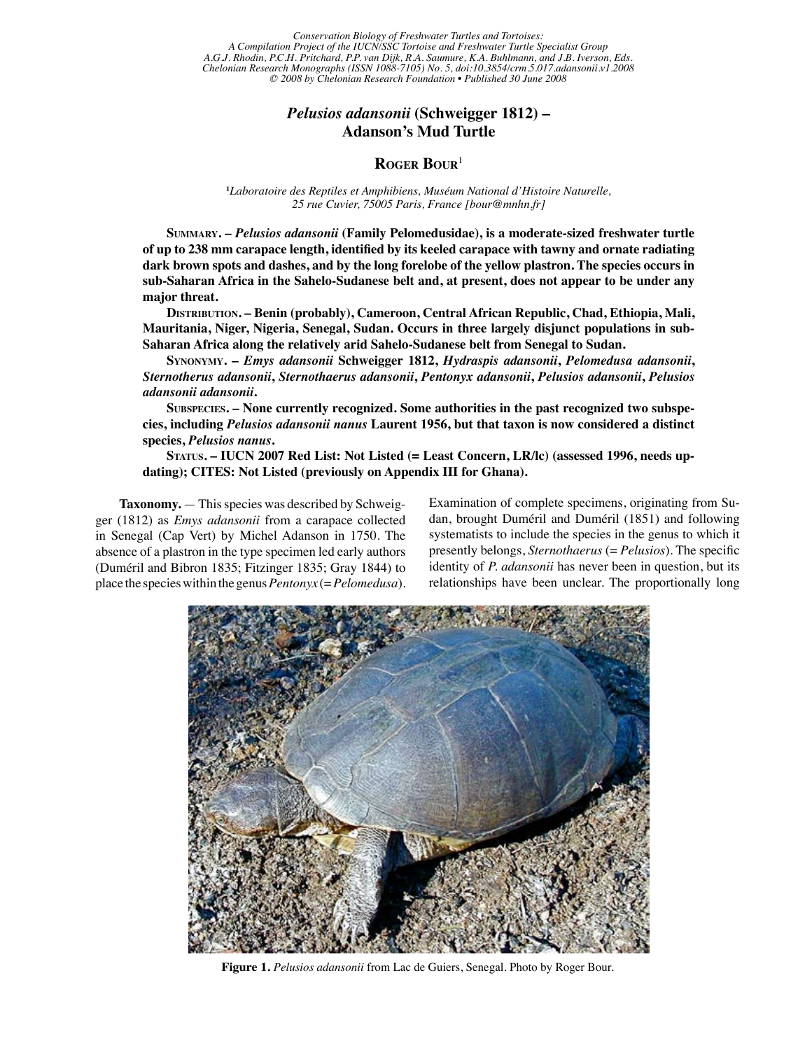*Conservation Biology of Freshwater Turtles and Tortoises: A Compilation Project of the IUCN/SSC Tortoise and Freshwater Turtle Specialist Group*
*A.G.J. Rhodin, P.C.H. Pritchard, P.P. van Dijk, R.A. Saumure, K.A. Buhlmann, and J.B. Iverson, Eds.*
*Chelonian Research Monographs (ISSN 1088-7105) No. 5, doi:10.3854/crm.5.017.adansonii.v1.2008*
*© 2008 by Chelonian Research Foundation • Published 30 June 2008*

# *Pelusios adansonii* (Schweigger 1812) – Adanson's Mud Turtle

**Roger Bour**[1]

[1]*Laboratoire des Reptiles et Amphibiens, Muséum National d'Histoire Naturelle, 25 rue Cuvier, 75005 Paris, France [bour@mnhn.fr]*

**Summary. – *Pelusios adansonii* (Family Pelomedusidae), is a moderate-sized freshwater turtle of up to 238 mm carapace length, identified by its keeled carapace with tawny and ornate radiating dark brown spots and dashes, and by the long forelobe of the yellow plastron. The species occurs in sub-Saharan Africa in the Sahelo-Sudanese belt and, at present, does not appear to be under any major threat.**

**Distribution. – Benin (probably), Cameroon, Central African Republic, Chad, Ethiopia, Mali, Mauritania, Niger, Nigeria, Senegal, Sudan. Occurs in three largely disjunct populations in sub-Saharan Africa along the relatively arid Sahelo-Sudanese belt from Senegal to Sudan.**

**Synonymy. – *Emys adansonii* Schweigger 1812, *Hydraspis adansonii*, *Pelomedusa adansonii*, *Sternotherus adansonii*, *Sternothaerus adansonii*, *Pentonyx adansonii*, *Pelusios adansonii*, *Pelusios adansonii adansonii*.**

**Subspecies. – None currently recognized. Some authorities in the past recognized two subspecies, including *Pelusios adansonii nanus* Laurent 1956, but that taxon is now considered a distinct species, *Pelusios nanus*.**

**Status. – IUCN 2007 Red List: Not Listed (= Least Concern, LR/lc) (assessed 1996, needs updating); CITES: Not Listed (previously on Appendix III for Ghana).**

**Taxonomy.** — This species was described by Schweigger (1812) as *Emys adansonii* from a carapace collected in Senegal (Cap Vert) by Michel Adanson in 1750. The absence of a plastron in the type specimen led early authors (Duméril and Bibron 1835; Fitzinger 1835; Gray 1844) to place the species within the genus *Pentonyx* (= *Pelomedusa*). Examination of complete specimens, originating from Sudan, brought Duméril and Duméril (1851) and following systematists to include the species in the genus to which it presently belongs, *Sternothaerus* (= *Pelusios*). The specific identity of *P. adansonii* has never been in question, but its relationships have been unclear. The proportionally long

**Figure 1.** *Pelusios adansonii* from Lac de Guiers, Senegal. Photo by Roger Bour.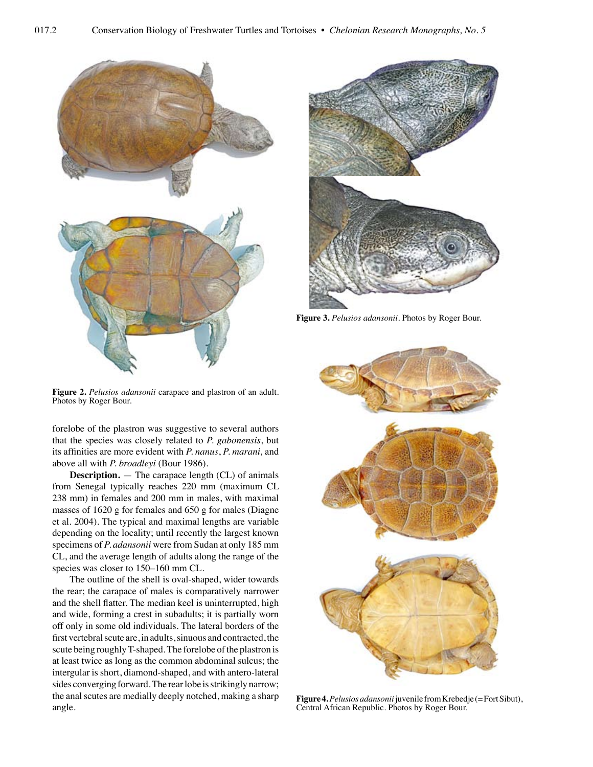**Figure 2.** *Pelusios adansonii* carapace and plastron of an adult. Photos by Roger Bour.

**Figure 3.** *Pelusios adansonii*. Photos by Roger Bour.

forelobe of the plastron was suggestive to several authors that the species was closely related to *P. gabonensis*, but its affinities are more evident with *P. nanus*, *P. marani,* and above all with *P. broadleyi* (Bour 1986).

**Description.** — The carapace length (CL) of animals from Senegal typically reaches 220 mm (maximum CL 238 mm) in females and 200 mm in males, with maximal masses of 1620 g for females and 650 g for males (Diagne et al. 2004). The typical and maximal lengths are variable depending on the locality; until recently the largest known specimens of *P. adansonii* were from Sudan at only 185 mm CL, and the average length of adults along the range of the species was closer to 150–160 mm CL.

The outline of the shell is oval-shaped, wider towards the rear; the carapace of males is comparatively narrower and the shell flatter. The median keel is uninterrupted, high and wide, forming a crest in subadults; it is partially worn off only in some old individuals. The lateral borders of the first vertebral scute are, in adults, sinuous and contracted, the scute being roughly T-shaped. The forelobe of the plastron is at least twice as long as the common abdominal sulcus; the intergular is short, diamond-shaped, and with antero-lateral sides converging forward. The rear lobe is strikingly narrow; the anal scutes are medially deeply notched, making a sharp angle.

**Figure 4.** *Pelusios adansonii* juvenile from Krebedje (= Fort Sibut), Central African Republic. Photos by Roger Bour.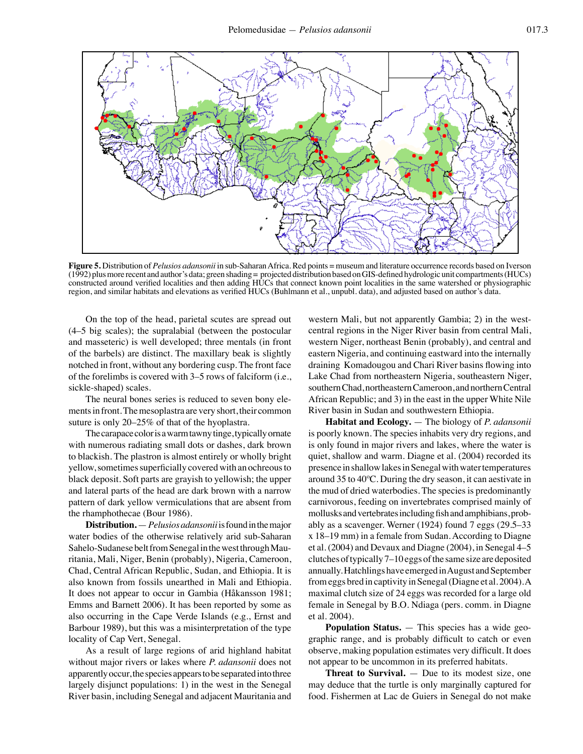**Figure 5.** Distribution of *Pelusios adansonii* in sub-Saharan Africa. Red points = museum and literature occurrence records based on Iverson (1992) plus more recent and author's data; green shading = projected distribution based on GIS-defined hydrologic unit compartments (HUCs) constructed around verified localities and then adding HUCs that connect known point localities in the same watershed or physiographic region, and similar habitats and elevations as verified HUCs (Buhlmann et al., unpubl. data), and adjusted based on author's data.

On the top of the head, parietal scutes are spread out (4–5 big scales); the supralabial (between the postocular and masseteric) is well developed; three mentals (in front of the barbels) are distinct. The maxillary beak is slightly notched in front, without any bordering cusp. The front face of the forelimbs is covered with 3–5 rows of falciform (i.e., sickle-shaped) scales.

The neural bones series is reduced to seven bony elements in front. The mesoplastra are very short, their common suture is only 20–25% of that of the hyoplastra.

The carapace color is a warm tawny tinge, typically ornate with numerous radiating small dots or dashes, dark brown to blackish. The plastron is almost entirely or wholly bright yellow, sometimes superficially covered with an ochreous to black deposit. Soft parts are grayish to yellowish; the upper and lateral parts of the head are dark brown with a narrow pattern of dark yellow vermiculations that are absent from the rhamphothecae (Bour 1986).

**Distribution.** — *Pelusios adansonii* is found in the major water bodies of the otherwise relatively arid sub-Saharan Sahelo-Sudanese belt from Senegal in the west through Mauritania, Mali, Niger, Benin (probably), Nigeria, Cameroon, Chad, Central African Republic, Sudan, and Ethiopia. It is also known from fossils unearthed in Mali and Ethiopia. It does not appear to occur in Gambia (Håkansson 1981; Emms and Barnett 2006). It has been reported by some as also occurring in the Cape Verde Islands (e.g., Ernst and Barbour 1989), but this was a misinterpretation of the type locality of Cap Vert, Senegal.

As a result of large regions of arid highland habitat without major rivers or lakes where *P. adansonii* does not apparently occur, the species appears to be separated into three largely disjunct populations: 1) in the west in the Senegal River basin, including Senegal and adjacent Mauritania and western Mali, but not apparently Gambia; 2) in the west-central regions in the Niger River basin from central Mali, western Niger, northeast Benin (probably), and central and eastern Nigeria, and continuing eastward into the internally draining Komadougou and Chari River basins flowing into Lake Chad from northeastern Nigeria, southeastern Niger, southern Chad, northeastern Cameroon, and northern Central African Republic; and 3) in the east in the upper White Nile River basin in Sudan and southwestern Ethiopia.

**Habitat and Ecology.** — The biology of *P. adansonii* is poorly known. The species inhabits very dry regions, and is only found in major rivers and lakes, where the water is quiet, shallow and warm. Diagne et al. (2004) recorded its presence in shallow lakes in Senegal with water temperatures around 35 to 40ºC. During the dry season, it can aestivate in the mud of dried waterbodies. The species is predominantly carnivorous, feeding on invertebrates comprised mainly of mollusks and vertebrates including fish and amphibians, probably as a scavenger. Werner (1924) found 7 eggs (29.5–33 x 18–19 mm) in a female from Sudan. According to Diagne et al. (2004) and Devaux and Diagne (2004), in Senegal 4–5 clutches of typically 7–10 eggs of the same size are deposited annually. Hatchlings have emerged in August and September from eggs bred in captivity in Senegal (Diagne et al. 2004). A maximal clutch size of 24 eggs was recorded for a large old female in Senegal by B.O. Ndiaga (pers. comm. in Diagne et al. 2004).

**Population Status.** — This species has a wide geographic range, and is probably difficult to catch or even observe, making population estimates very difficult. It does not appear to be uncommon in its preferred habitats.

**Threat to Survival.** — Due to its modest size, one may deduce that the turtle is only marginally captured for food. Fishermen at Lac de Guiers in Senegal do not make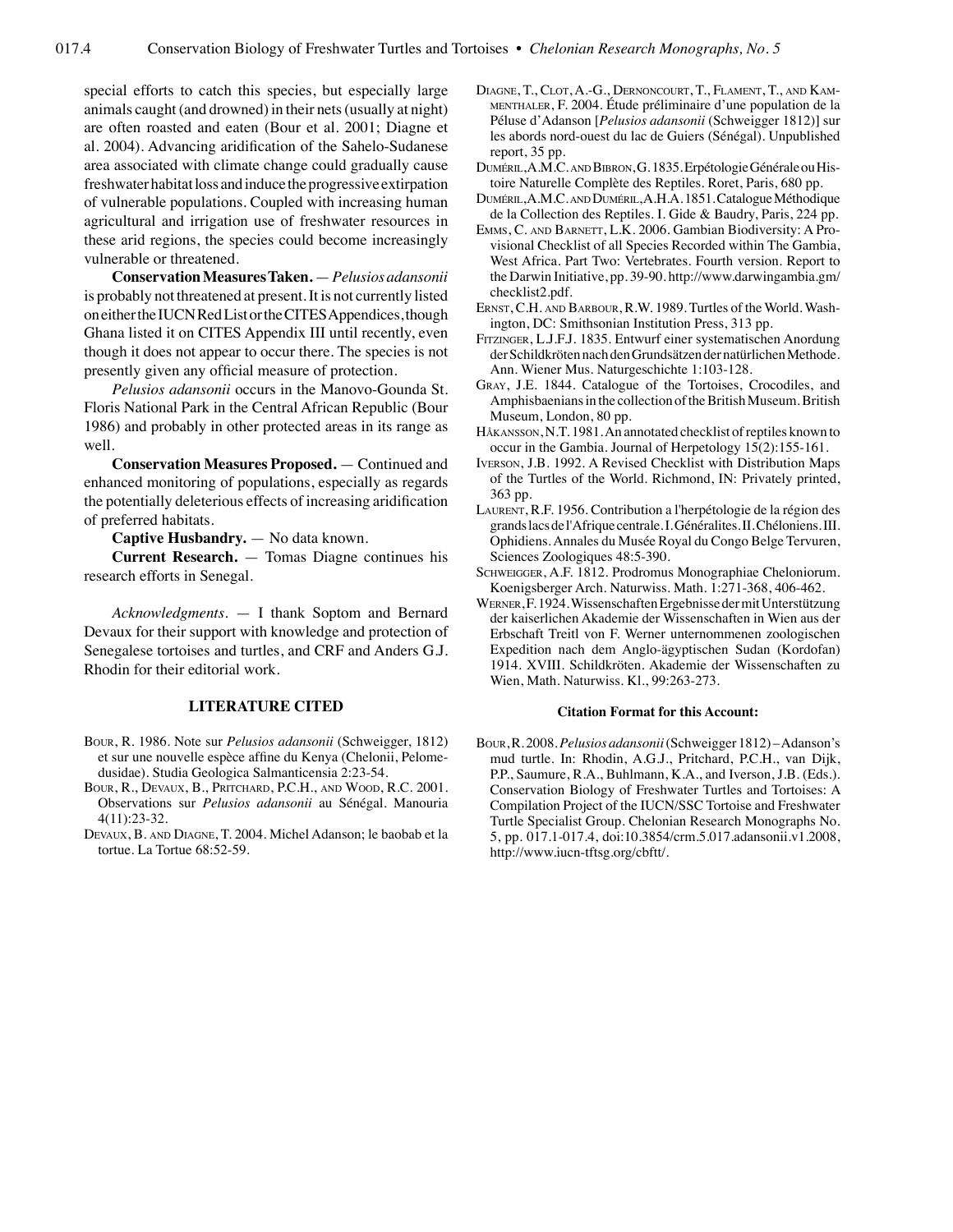special efforts to catch this species, but especially large animals caught (and drowned) in their nets (usually at night) are often roasted and eaten (Bour et al. 2001; Diagne et al. 2004). Advancing aridification of the Sahelo-Sudanese area associated with climate change could gradually cause freshwater habitat loss and induce the progressive extirpation of vulnerable populations. Coupled with increasing human agricultural and irrigation use of freshwater resources in these arid regions, the species could become increasingly vulnerable or threatened.

**Conservation Measures Taken.** — *Pelusios adansonii* is probably not threatened at present. It is not currently listed on either the IUCN Red List or the CITES Appendices, though Ghana listed it on CITES Appendix III until recently, even though it does not appear to occur there. The species is not presently given any official measure of protection.

*Pelusios adansonii* occurs in the Manovo-Gounda St. Floris National Park in the Central African Republic (Bour 1986) and probably in other protected areas in its range as well.

**Conservation Measures Proposed.** — Continued and enhanced monitoring of populations, especially as regards the potentially deleterious effects of increasing aridification of preferred habitats.

**Captive Husbandry.** — No data known.

**Current Research.** — Tomas Diagne continues his research efforts in Senegal.

*Acknowledgments.* — I thank Soptom and Bernard Devaux for their support with knowledge and protection of Senegalese tortoises and turtles, and CRF and Anders G.J. Rhodin for their editorial work.

## LITERATURE CITED

Bour, R. 1986. Note sur *Pelusios adansonii* (Schweigger, 1812) et sur une nouvelle espèce affine du Kenya (Chelonii, Pelomedusidae). Studia Geologica Salmanticensia 2:23-54.

Bour, R., Devaux, B., Pritchard, P.C.H., and Wood, R.C. 2001. Observations sur *Pelusios adansonii* au Sénégal. Manouria 4(11):23-32.

Devaux, B. and Diagne, T. 2004. Michel Adanson; le baobab et la tortue. La Tortue 68:52-59.

Diagne, T., Clot, A.-G., Dernoncourt, T., Flament, T., and Kammenthaler, F. 2004. Étude préliminaire d'une population de la Péluse d'Adanson [*Pelusios adansonii* (Schweigger 1812)] sur les abords nord-ouest du lac de Guiers (Sénégal). Unpublished report, 35 pp.

Duméril, A.M.C. and Bibron, G. 1835. Erpétologie Générale ou Histoire Naturelle Complète des Reptiles. Roret, Paris, 680 pp.

Duméril, A.M.C. and Duméril, A.H.A. 1851. Catalogue Méthodique de la Collection des Reptiles. I. Gide & Baudry, Paris, 224 pp.

Emms, C. and Barnett, L.K. 2006. Gambian Biodiversity: A Provisional Checklist of all Species Recorded within The Gambia, West Africa. Part Two: Vertebrates. Fourth version. Report to the Darwin Initiative, pp. 39-90. http://www.darwingambia.gm/checklist2.pdf.

Ernst, C.H. and Barbour, R.W. 1989. Turtles of the World. Washington, DC: Smithsonian Institution Press, 313 pp.

Fitzinger, L.J.F.J. 1835. Entwurf einer systematischen Anordung der Schildkröten nach den Grundsätzen der natürlichen Methode. Ann. Wiener Mus. Naturgeschichte 1:103-128.

Gray, J.E. 1844. Catalogue of the Tortoises, Crocodiles, and Amphisbaenians in the collection of the British Museum. British Museum, London, 80 pp.

Håkansson, N.T. 1981. An annotated checklist of reptiles known to occur in the Gambia. Journal of Herpetology 15(2):155-161.

Iverson, J.B. 1992. A Revised Checklist with Distribution Maps of the Turtles of the World. Richmond, IN: Privately printed, 363 pp.

Laurent, R.F. 1956. Contribution a l'herpétologie de la région des grands lacs de l'Afrique centrale. I. Généralites. II. Chéloniens. III. Ophidiens. Annales du Musée Royal du Congo Belge Tervuren, Sciences Zoologiques 48:5-390.

Schweigger, A.F. 1812. Prodromus Monographiae Cheloniorum. Koenigsberger Arch. Naturwiss. Math. 1:271-368, 406-462.

Werner, F. 1924. Wissenschaften Ergebnisse der mit Unterstützung der kaiserlichen Akademie der Wissenschaften in Wien aus der Erbschaft Treitl von F. Werner unternommenen zoologischen Expedition nach dem Anglo-ägyptischen Sudan (Kordofan) 1914. XVIII. Schildkröten. Akademie der Wissenschaften zu Wien, Math. Naturwiss. Kl., 99:263-273.

**Citation Format for this Account:**

Bour, R. 2008. *Pelusios adansonii* (Schweigger 1812) – Adanson's mud turtle. In: Rhodin, A.G.J., Pritchard, P.C.H., van Dijk, P.P., Saumure, R.A., Buhlmann, K.A., and Iverson, J.B. (Eds.). Conservation Biology of Freshwater Turtles and Tortoises: A Compilation Project of the IUCN/SSC Tortoise and Freshwater Turtle Specialist Group. Chelonian Research Monographs No. 5, pp. 017.1-017.4, doi:10.3854/crm.5.017.adansonii.v1.2008, http://www.iucn-tftsg.org/cbftt/.